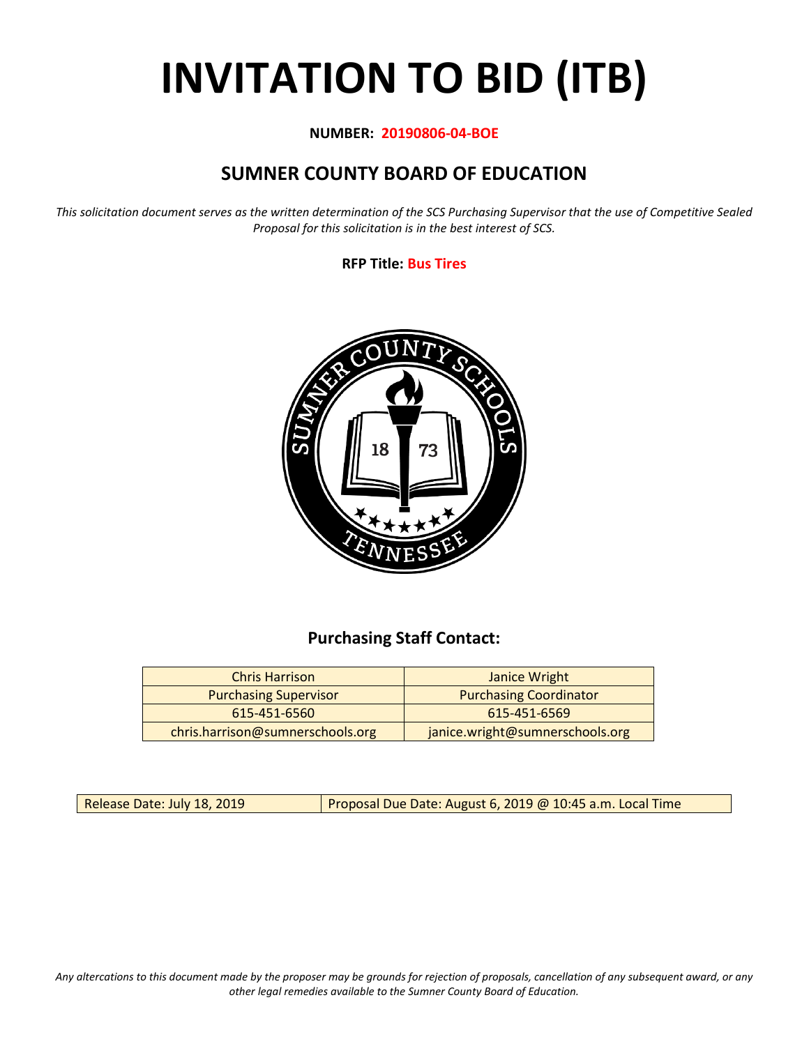# INVITATION TO BID (ITB)

**NUMBER: 20190806-04-BOE**

## SUMNER COUNTY BOARD OF EDUCATION

*This solicitation document serves as the written determination of the SCS Purchasing Supervisor that the use of Competitive Sealed Proposal for this solicitation is in the best interest of SCS.*

**RFP Title: Bus Tires**

### Purchasing Staff Contact:

| Chris Harrison | Janice Wright |
|---|---|
| Purchasing Supervisor | Purchasing Coordinator |
| 615-451-6560 | 615-451-6569 |
| chris.harrison@sumnerschools.org | janice.wright@sumnerschools.org |

| Release Date: July 18, 2019 | Proposal Due Date: August 6, 2019 @ 10:45 a.m. Local Time |
|---|---|

*Any altercations to this document made by the proposer may be grounds for rejection of proposals, cancellation of any subsequent award, or any other legal remedies available to the Sumner County Board of Education.*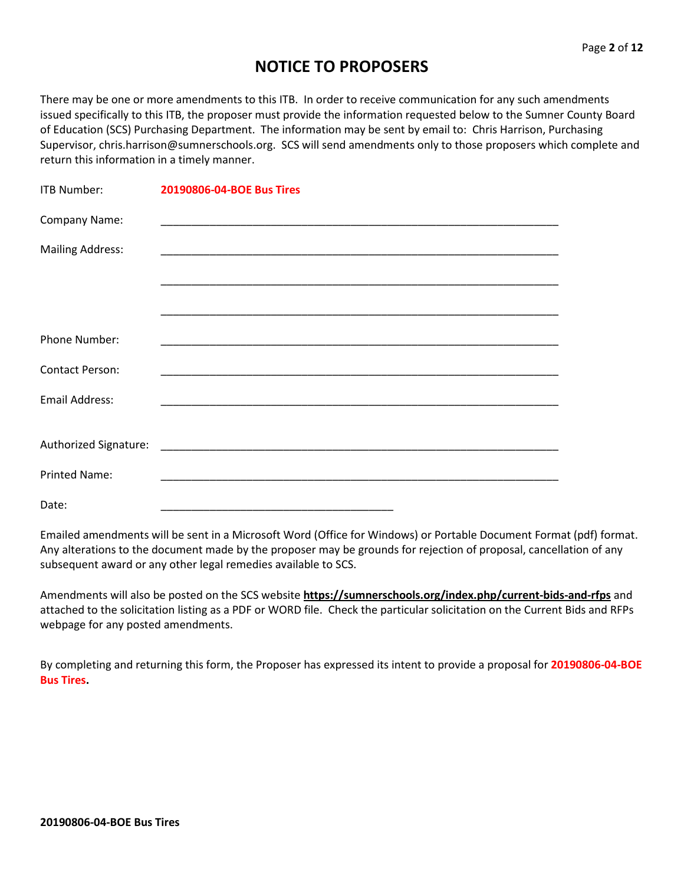# NOTICE TO PROPOSERS

There may be one or more amendments to this ITB. In order to receive communication for any such amendments issued specifically to this ITB, the proposer must provide the information requested below to the Sumner County Board of Education (SCS) Purchasing Department. The information may be sent by email to: Chris Harrison, Purchasing Supervisor, chris.harrison@sumnerschools.org. SCS will send amendments only to those proposers which complete and return this information in a timely manner.

ITB Number: **20190806-04-BOE Bus Tires**

Company Name: ____________________________________________________________________

Mailing Address: ____________________________________________________________________

____________________________________________________________________

____________________________________________________________________

Phone Number: ____________________________________________________________________

Contact Person: ____________________________________________________________________

Email Address: ____________________________________________________________________

Authorized Signature: ____________________________________________________________________

Printed Name: ____________________________________________________________________

Date: ________________________________________

Emailed amendments will be sent in a Microsoft Word (Office for Windows) or Portable Document Format (pdf) format. Any alterations to the document made by the proposer may be grounds for rejection of proposal, cancellation of any subsequent award or any other legal remedies available to SCS.

Amendments will also be posted on the SCS website **https://sumnerschools.org/index.php/current-bids-and-rfps** and attached to the solicitation listing as a PDF or WORD file. Check the particular solicitation on the Current Bids and RFPs webpage for any posted amendments.

By completing and returning this form, the Proposer has expressed its intent to provide a proposal for **20190806-04-BOE Bus Tires.**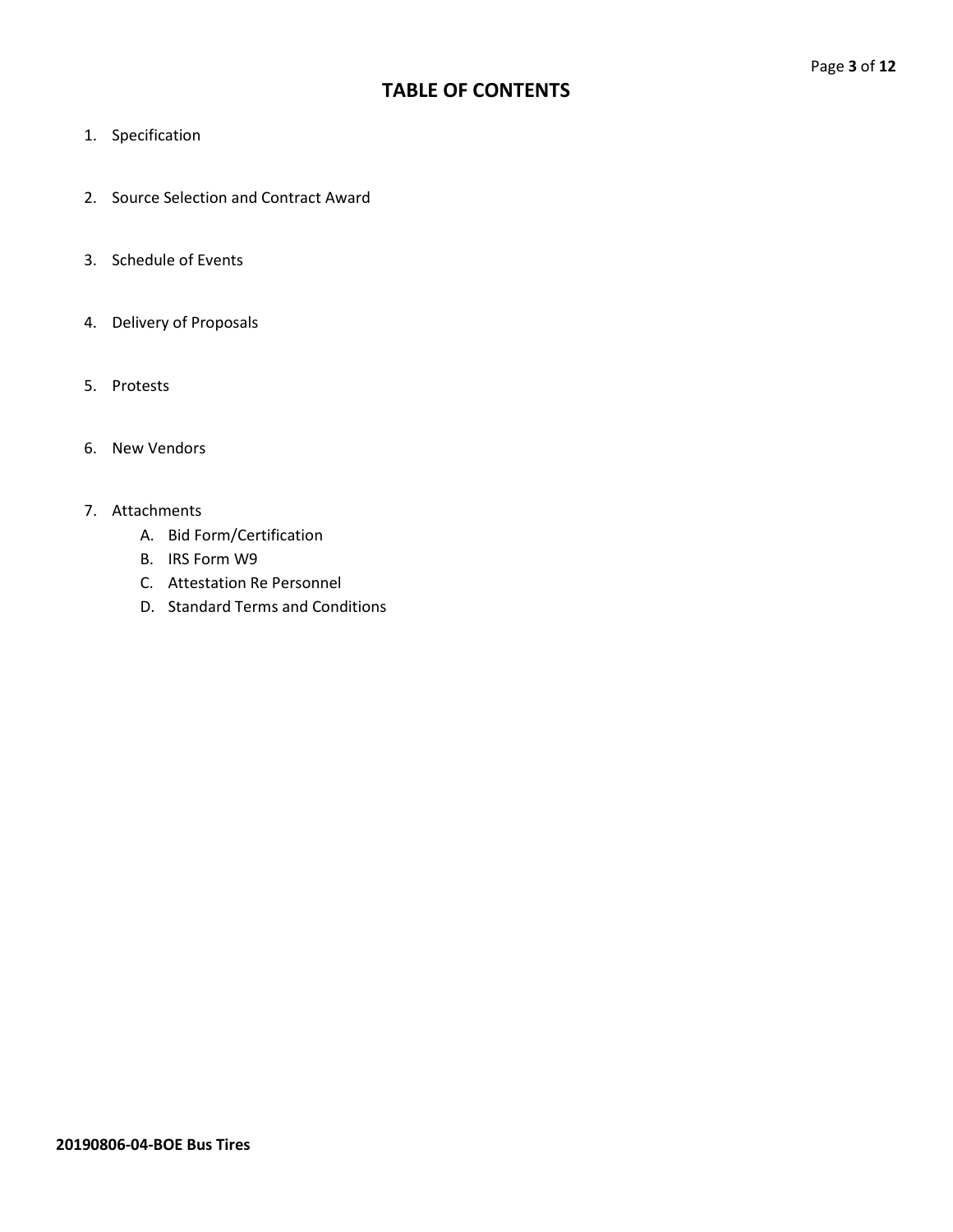# TABLE OF CONTENTS

1. Specification
2. Source Selection and Contract Award
3. Schedule of Events
4. Delivery of Proposals
5. Protests
6. New Vendors
7. Attachments
   A. Bid Form/Certification
   B. IRS Form W9
   C. Attestation Re Personnel
   D. Standard Terms and Conditions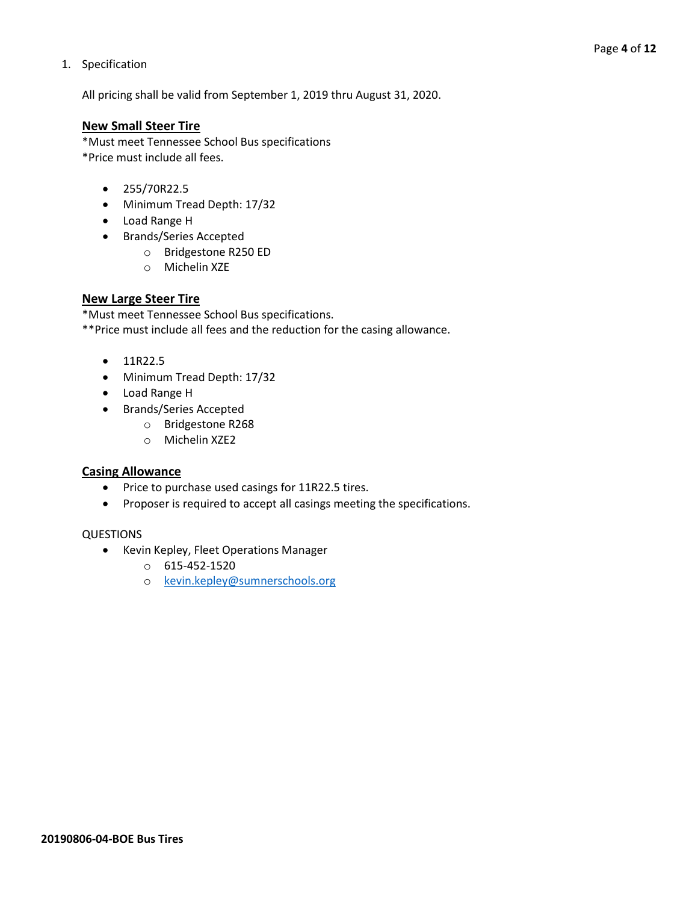1. Specification

All pricing shall be valid from September 1, 2019 thru August 31, 2020.

**New Small Steer Tire**

*Must meet Tennessee School Bus specifications
*Price must include all fees.

- 255/70R22.5
- Minimum Tread Depth: 17/32
- Load Range H
- Brands/Series Accepted
  - Bridgestone R250 ED
  - Michelin XZE

**New Large Steer Tire**

*Must meet Tennessee School Bus specifications.
**Price must include all fees and the reduction for the casing allowance.

- 11R22.5
- Minimum Tread Depth: 17/32
- Load Range H
- Brands/Series Accepted
  - Bridgestone R268
  - Michelin XZE2

**Casing Allowance**

- Price to purchase used casings for 11R22.5 tires.
- Proposer is required to accept all casings meeting the specifications.

QUESTIONS

- Kevin Kepley, Fleet Operations Manager
  - 615-452-1520
  - [kevin.kepley@sumnerschools.org](mailto:kevin.kepley@sumnerschools.org)

**20190806-04-BOE Bus Tires**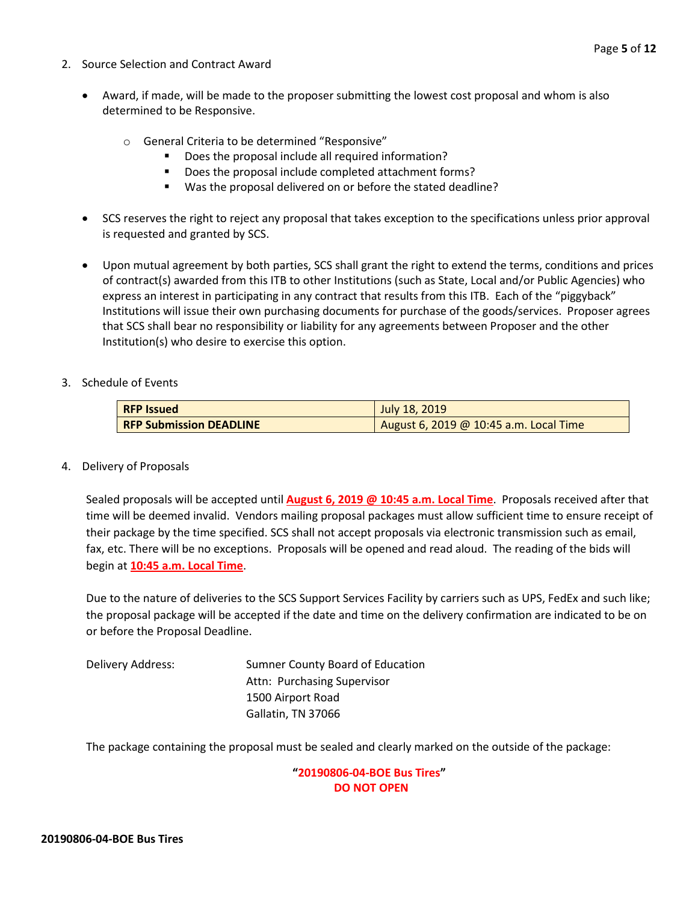2. Source Selection and Contract Award

   - Award, if made, will be made to the proposer submitting the lowest cost proposal and whom is also determined to be Responsive.
     - General Criteria to be determined "Responsive"
       - Does the proposal include all required information?
       - Does the proposal include completed attachment forms?
       - Was the proposal delivered on or before the stated deadline?
   - SCS reserves the right to reject any proposal that takes exception to the specifications unless prior approval is requested and granted by SCS.
   - Upon mutual agreement by both parties, SCS shall grant the right to extend the terms, conditions and prices of contract(s) awarded from this ITB to other Institutions (such as State, Local and/or Public Agencies) who express an interest in participating in any contract that results from this ITB. Each of the "piggyback" Institutions will issue their own purchasing documents for purchase of the goods/services. Proposer agrees that SCS shall bear no responsibility or liability for any agreements between Proposer and the other Institution(s) who desire to exercise this option.

3. Schedule of Events

| **RFP Issued** | July 18, 2019 |
|---|---|
| **RFP Submission DEADLINE** | August 6, 2019 @ 10:45 a.m. Local Time |

4. Delivery of Proposals

   Sealed proposals will be accepted until **August 6, 2019 @ 10:45 a.m. Local Time**. Proposals received after that time will be deemed invalid. Vendors mailing proposal packages must allow sufficient time to ensure receipt of their package by the time specified. SCS shall not accept proposals via electronic transmission such as email, fax, etc. There will be no exceptions. Proposals will be opened and read aloud. The reading of the bids will begin at **10:45 a.m. Local Time**.

   Due to the nature of deliveries to the SCS Support Services Facility by carriers such as UPS, FedEx and such like; the proposal package will be accepted if the date and time on the delivery confirmation are indicated to be on or before the Proposal Deadline.

   Delivery Address: Sumner County Board of Education
   Attn: Purchasing Supervisor
   1500 Airport Road
   Gallatin, TN 37066

   The package containing the proposal must be sealed and clearly marked on the outside of the package:

   **"20190806-04-BOE Bus Tires"**
   **DO NOT OPEN**

**20190806-04-BOE Bus Tires**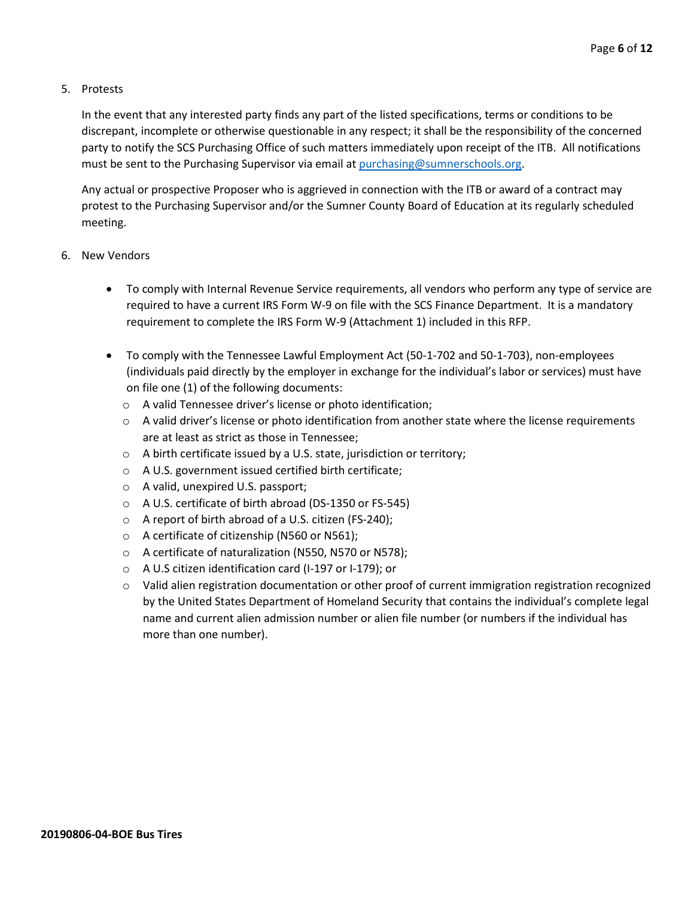5. Protests

   In the event that any interested party finds any part of the listed specifications, terms or conditions to be discrepant, incomplete or otherwise questionable in any respect; it shall be the responsibility of the concerned party to notify the SCS Purchasing Office of such matters immediately upon receipt of the ITB. All notifications must be sent to the Purchasing Supervisor via email at [purchasing@sumnerschools.org](mailto:purchasing@sumnerschools.org).

   Any actual or prospective Proposer who is aggrieved in connection with the ITB or award of a contract may protest to the Purchasing Supervisor and/or the Sumner County Board of Education at its regularly scheduled meeting.

6. New Vendors

   - To comply with Internal Revenue Service requirements, all vendors who perform any type of service are required to have a current IRS Form W-9 on file with the SCS Finance Department. It is a mandatory requirement to complete the IRS Form W-9 (Attachment 1) included in this RFP.

   - To comply with the Tennessee Lawful Employment Act (50-1-702 and 50-1-703), non-employees (individuals paid directly by the employer in exchange for the individual's labor or services) must have on file one (1) of the following documents:
     - A valid Tennessee driver's license or photo identification;
     - A valid driver's license or photo identification from another state where the license requirements are at least as strict as those in Tennessee;
     - A birth certificate issued by a U.S. state, jurisdiction or territory;
     - A U.S. government issued certified birth certificate;
     - A valid, unexpired U.S. passport;
     - A U.S. certificate of birth abroad (DS-1350 or FS-545)
     - A report of birth abroad of a U.S. citizen (FS-240);
     - A certificate of citizenship (N560 or N561);
     - A certificate of naturalization (N550, N570 or N578);
     - A U.S citizen identification card (I-197 or I-179); or
     - Valid alien registration documentation or other proof of current immigration registration recognized by the United States Department of Homeland Security that contains the individual's complete legal name and current alien admission number or alien file number (or numbers if the individual has more than one number).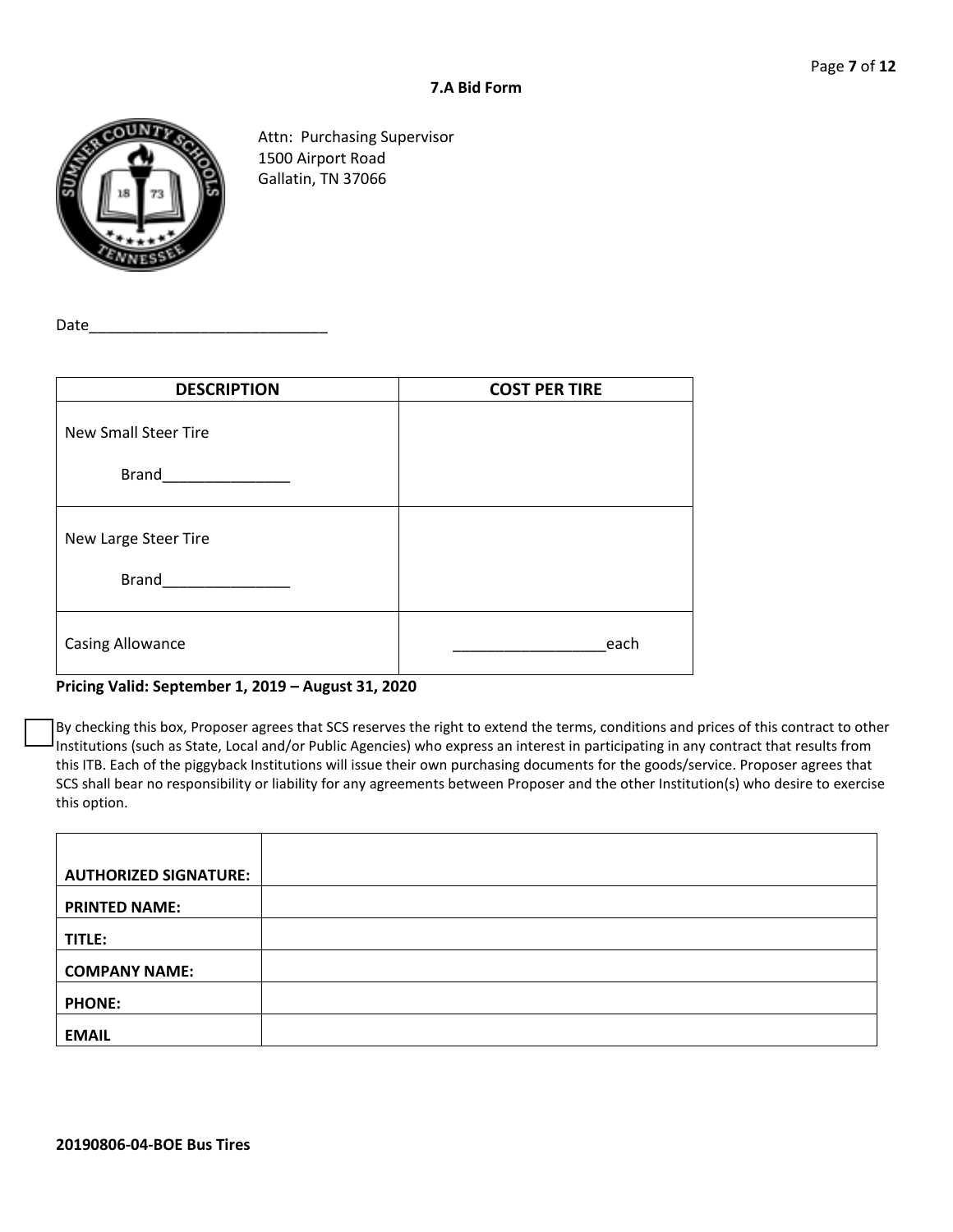## 7.A Bid Form

Attn: Purchasing Supervisor
1500 Airport Road
Gallatin, TN 37066

Date____________________________

| DESCRIPTION | COST PER TIRE |
|---|---|
| New Small Steer Tire<br><br>Brand_______________ | |
| New Large Steer Tire<br><br>Brand_______________ | |
| Casing Allowance | __________________each |

**Pricing Valid: September 1, 2019 – August 31, 2020**

☐ By checking this box, Proposer agrees that SCS reserves the right to extend the terms, conditions and prices of this contract to other Institutions (such as State, Local and/or Public Agencies) who express an interest in participating in any contract that results from this ITB. Each of the piggyback Institutions will issue their own purchasing documents for the goods/service. Proposer agrees that SCS shall bear no responsibility or liability for any agreements between Proposer and the other Institution(s) who desire to exercise this option.

| | |
|---|---|
| **AUTHORIZED SIGNATURE:** | |
| **PRINTED NAME:** | |
| **TITLE:** | |
| **COMPANY NAME:** | |
| **PHONE:** | |
| **EMAIL** | |

**20190806-04-BOE Bus Tires**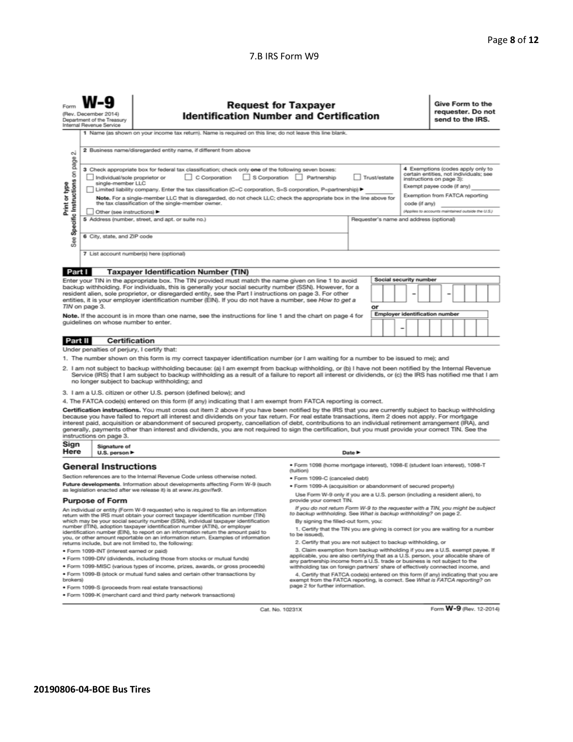7.B IRS Form W9

Form **W-9**
(Rev. December 2014)
Department of the Treasury
Internal Revenue Service

# Request for Taxpayer Identification Number and Certification

**Give Form to the requester. Do not send to the IRS.**

Print or type
See Specific Instructions on page 2.

1 Name (as shown on your income tax return). Name is required on this line; do not leave this line blank.

2 Business name/disregarded entity name, if different from above

3 Check appropriate box for federal tax classification; check only **one** of the following seven boxes:

☐ Individual/sole proprietor or single-member LLC ☐ C Corporation ☐ S Corporation ☐ Partnership ☐ Trust/estate

☐ Limited liability company. Enter the tax classification (C=C corporation, S=S corporation, P=partnership) ▶

**Note.** For a single-member LLC that is disregarded, do not check LLC; check the appropriate box in the line above for the tax classification of the single-member owner.

☐ Other (see instructions) ▶

4 Exemptions (codes apply only to certain entities, not individuals; see instructions on page 3):

Exempt payee code (if any)

Exemption from FATCA reporting code (if any)

(Applies to accounts maintained outside the U.S.)

5 Address (number, street, and apt. or suite no.)

Requester's name and address (optional)

6 City, state, and ZIP code

7 List account number(s) here (optional)

## Part I Taxpayer Identification Number (TIN)

Enter your TIN in the appropriate box. The TIN provided must match the name given on line 1 to avoid backup withholding. For individuals, this is generally your social security number (SSN). However, for a resident alien, sole proprietor, or disregarded entity, see the Part I instructions on page 3. For other entities, it is your employer identification number (EIN). If you do not have a number, see *How to get a TIN* on page 3.

**Note.** If the account is in more than one name, see the instructions for line 1 and the chart on page 4 for guidelines on whose number to enter.

Social security number

or

Employer identification number

## Part II Certification

Under penalties of perjury, I certify that:

1. The number shown on this form is my correct taxpayer identification number (or I am waiting for a number to be issued to me); and
2. I am not subject to backup withholding because: (a) I am exempt from backup withholding, or (b) I have not been notified by the Internal Revenue Service (IRS) that I am subject to backup withholding as a result of a failure to report all interest or dividends, or (c) the IRS has notified me that I am no longer subject to backup withholding; and
3. I am a U.S. citizen or other U.S. person (defined below); and
4. The FATCA code(s) entered on this form (if any) indicating that I am exempt from FATCA reporting is correct.

**Certification instructions.** You must cross out item 2 above if you have been notified by the IRS that you are currently subject to backup withholding because you have failed to report all interest and dividends on your tax return. For real estate transactions, item 2 does not apply. For mortgage interest paid, acquisition or abandonment of secured property, cancellation of debt, contributions to an individual retirement arrangement (IRA), and generally, payments other than interest and dividends, you are not required to sign the certification, but you must provide your correct TIN. See the instructions on page 3.

**Sign Here** Signature of U.S. person ▶ Date ▶

## General Instructions

Section references are to the Internal Revenue Code unless otherwise noted.

**Future developments.** Information about developments affecting Form W-9 (such as legislation enacted after we release it) is at *www.irs.gov/fw9*.

### Purpose of Form

An individual or entity (Form W-9 requester) who is required to file an information return with the IRS must obtain your correct taxpayer identification number (TIN) which may be your social security number (SSN), individual taxpayer identification number (ITIN), adoption taxpayer identification number (ATIN), or employer identification number (EIN), to report on an information return the amount paid to you, or other amount reportable on an information return. Examples of information returns include, but are not limited to, the following:

- Form 1099-INT (interest earned or paid)
- Form 1099-DIV (dividends, including those from stocks or mutual funds)
- Form 1099-MISC (various types of income, prizes, awards, or gross proceeds)
- Form 1099-B (stock or mutual fund sales and certain other transactions by brokers)
- Form 1099-S (proceeds from real estate transactions)
- Form 1099-K (merchant card and third party network transactions)
- Form 1098 (home mortgage interest), 1098-E (student loan interest), 1098-T (tuition)
- Form 1099-C (canceled debt)
- Form 1099-A (acquisition or abandonment of secured property)

Use Form W-9 only if you are a U.S. person (including a resident alien), to provide your correct TIN.

*If you do not return Form W-9 to the requester with a TIN, you might be subject to backup withholding. See What is backup withholding? on page 2.*

By signing the filled-out form, you:

1. Certify that the TIN you are giving is correct (or you are waiting for a number to be issued),
2. Certify that you are not subject to backup withholding, or
3. Claim exemption from backup withholding if you are a U.S. exempt payee. If applicable, you are also certifying that as a U.S. person, your allocable share of any partnership income from a U.S. trade or business is not subject to the withholding tax on foreign partners' share of effectively connected income, and
4. Certify that FATCA code(s) entered on this form (if any) indicating that you are exempt from the FATCA reporting, is correct. See *What is FATCA reporting?* on page 2 for further information.

Cat. No. 10231X Form **W-9** (Rev. 12-2014)

**20190806-04-BOE Bus Tires**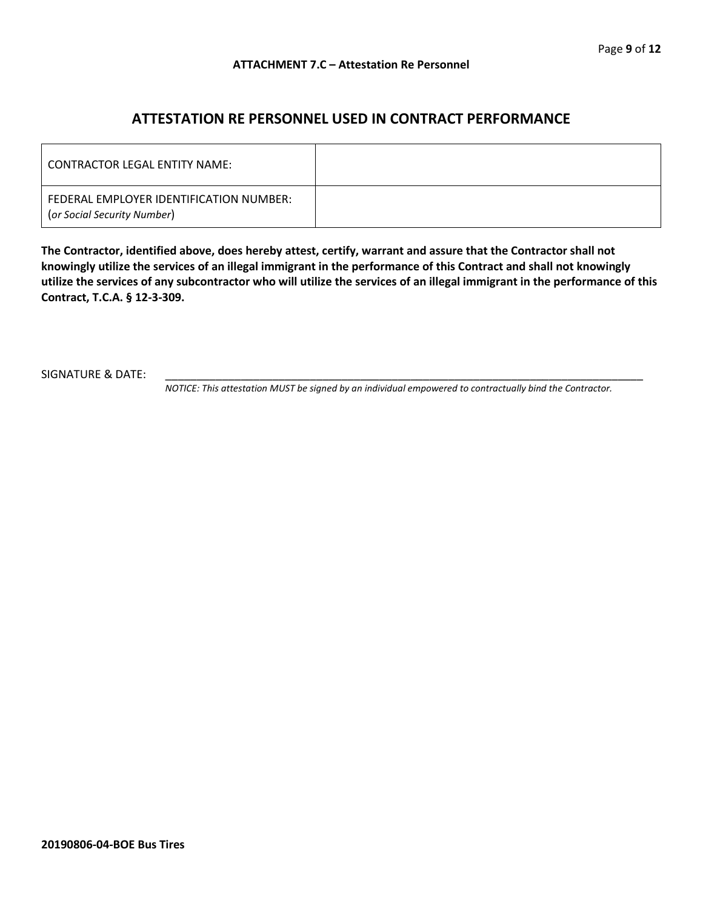**ATTACHMENT 7.C – Attestation Re Personnel**

## ATTESTATION RE PERSONNEL USED IN CONTRACT PERFORMANCE

| | |
|---|---|
| CONTRACTOR LEGAL ENTITY NAME: | |
| FEDERAL EMPLOYER IDENTIFICATION NUMBER: (*or Social Security Number*) | |

**The Contractor, identified above, does hereby attest, certify, warrant and assure that the Contractor shall not knowingly utilize the services of an illegal immigrant in the performance of this Contract and shall not knowingly utilize the services of any subcontractor who will utilize the services of an illegal immigrant in the performance of this Contract, T.C.A. § 12-3-309.**

SIGNATURE & DATE: ______________________________________________________________________________

*NOTICE: This attestation MUST be signed by an individual empowered to contractually bind the Contractor.*

**20190806-04-BOE Bus Tires**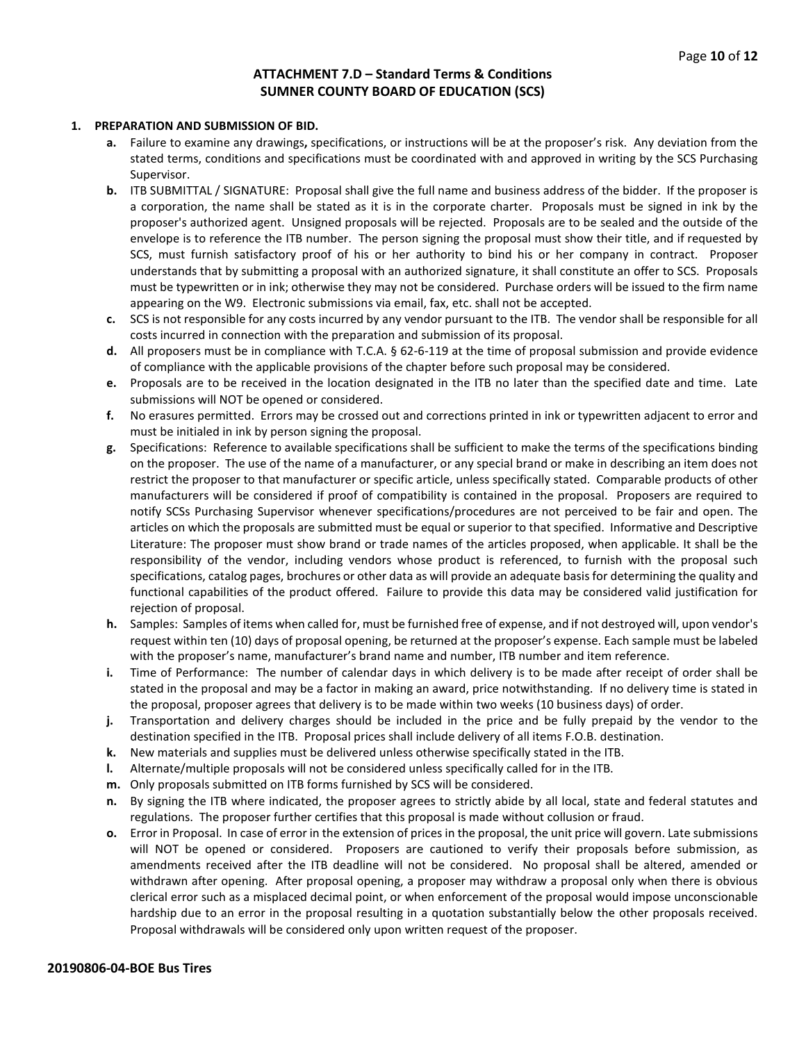## ATTACHMENT 7.D – Standard Terms & Conditions
## SUMNER COUNTY BOARD OF EDUCATION (SCS)

**1. PREPARATION AND SUBMISSION OF BID.**

- **a.** Failure to examine any drawings**,** specifications, or instructions will be at the proposer's risk. Any deviation from the stated terms, conditions and specifications must be coordinated with and approved in writing by the SCS Purchasing Supervisor.
- **b.** ITB SUBMITTAL / SIGNATURE: Proposal shall give the full name and business address of the bidder. If the proposer is a corporation, the name shall be stated as it is in the corporate charter. Proposals must be signed in ink by the proposer's authorized agent. Unsigned proposals will be rejected. Proposals are to be sealed and the outside of the envelope is to reference the ITB number. The person signing the proposal must show their title, and if requested by SCS, must furnish satisfactory proof of his or her authority to bind his or her company in contract. Proposer understands that by submitting a proposal with an authorized signature, it shall constitute an offer to SCS. Proposals must be typewritten or in ink; otherwise they may not be considered. Purchase orders will be issued to the firm name appearing on the W9. Electronic submissions via email, fax, etc. shall not be accepted.
- **c.** SCS is not responsible for any costs incurred by any vendor pursuant to the ITB. The vendor shall be responsible for all costs incurred in connection with the preparation and submission of its proposal.
- **d.** All proposers must be in compliance with T.C.A. § 62-6-119 at the time of proposal submission and provide evidence of compliance with the applicable provisions of the chapter before such proposal may be considered.
- **e.** Proposals are to be received in the location designated in the ITB no later than the specified date and time. Late submissions will NOT be opened or considered.
- **f.** No erasures permitted. Errors may be crossed out and corrections printed in ink or typewritten adjacent to error and must be initialed in ink by person signing the proposal.
- **g.** Specifications: Reference to available specifications shall be sufficient to make the terms of the specifications binding on the proposer. The use of the name of a manufacturer, or any special brand or make in describing an item does not restrict the proposer to that manufacturer or specific article, unless specifically stated. Comparable products of other manufacturers will be considered if proof of compatibility is contained in the proposal. Proposers are required to notify SCSs Purchasing Supervisor whenever specifications/procedures are not perceived to be fair and open. The articles on which the proposals are submitted must be equal or superior to that specified. Informative and Descriptive Literature: The proposer must show brand or trade names of the articles proposed, when applicable. It shall be the responsibility of the vendor, including vendors whose product is referenced, to furnish with the proposal such specifications, catalog pages, brochures or other data as will provide an adequate basis for determining the quality and functional capabilities of the product offered. Failure to provide this data may be considered valid justification for rejection of proposal.
- **h.** Samples: Samples of items when called for, must be furnished free of expense, and if not destroyed will, upon vendor's request within ten (10) days of proposal opening, be returned at the proposer's expense. Each sample must be labeled with the proposer's name, manufacturer's brand name and number, ITB number and item reference.
- **i.** Time of Performance: The number of calendar days in which delivery is to be made after receipt of order shall be stated in the proposal and may be a factor in making an award, price notwithstanding. If no delivery time is stated in the proposal, proposer agrees that delivery is to be made within two weeks (10 business days) of order.
- **j.** Transportation and delivery charges should be included in the price and be fully prepaid by the vendor to the destination specified in the ITB. Proposal prices shall include delivery of all items F.O.B. destination.
- **k.** New materials and supplies must be delivered unless otherwise specifically stated in the ITB.
- **l.** Alternate/multiple proposals will not be considered unless specifically called for in the ITB.
- **m.** Only proposals submitted on ITB forms furnished by SCS will be considered.
- **n.** By signing the ITB where indicated, the proposer agrees to strictly abide by all local, state and federal statutes and regulations. The proposer further certifies that this proposal is made without collusion or fraud.
- **o.** Error in Proposal. In case of error in the extension of prices in the proposal, the unit price will govern. Late submissions will NOT be opened or considered. Proposers are cautioned to verify their proposals before submission, as amendments received after the ITB deadline will not be considered. No proposal shall be altered, amended or withdrawn after opening. After proposal opening, a proposer may withdraw a proposal only when there is obvious clerical error such as a misplaced decimal point, or when enforcement of the proposal would impose unconscionable hardship due to an error in the proposal resulting in a quotation substantially below the other proposals received. Proposal withdrawals will be considered only upon written request of the proposer.

**20190806-04-BOE Bus Tires**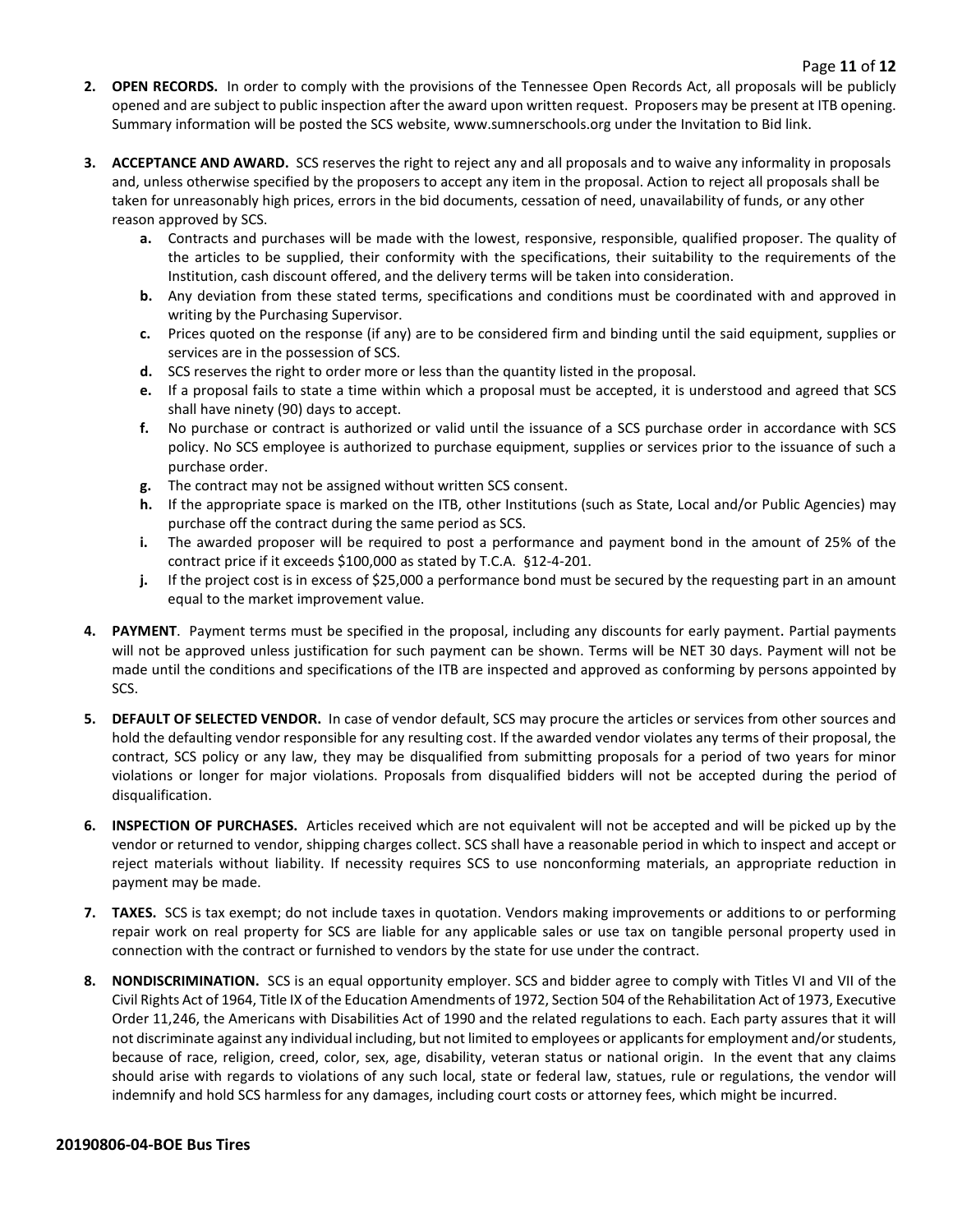2. **OPEN RECORDS.** In order to comply with the provisions of the Tennessee Open Records Act, all proposals will be publicly opened and are subject to public inspection after the award upon written request. Proposers may be present at ITB opening. Summary information will be posted the SCS website, www.sumnerschools.org under the Invitation to Bid link.

3. **ACCEPTANCE AND AWARD.** SCS reserves the right to reject any and all proposals and to waive any informality in proposals and, unless otherwise specified by the proposers to accept any item in the proposal. Action to reject all proposals shall be taken for unreasonably high prices, errors in the bid documents, cessation of need, unavailability of funds, or any other reason approved by SCS.
   - **a.** Contracts and purchases will be made with the lowest, responsive, responsible, qualified proposer. The quality of the articles to be supplied, their conformity with the specifications, their suitability to the requirements of the Institution, cash discount offered, and the delivery terms will be taken into consideration.
   - **b.** Any deviation from these stated terms, specifications and conditions must be coordinated with and approved in writing by the Purchasing Supervisor.
   - **c.** Prices quoted on the response (if any) are to be considered firm and binding until the said equipment, supplies or services are in the possession of SCS.
   - **d.** SCS reserves the right to order more or less than the quantity listed in the proposal.
   - **e.** If a proposal fails to state a time within which a proposal must be accepted, it is understood and agreed that SCS shall have ninety (90) days to accept.
   - **f.** No purchase or contract is authorized or valid until the issuance of a SCS purchase order in accordance with SCS policy. No SCS employee is authorized to purchase equipment, supplies or services prior to the issuance of such a purchase order.
   - **g.** The contract may not be assigned without written SCS consent.
   - **h.** If the appropriate space is marked on the ITB, other Institutions (such as State, Local and/or Public Agencies) may purchase off the contract during the same period as SCS.
   - **i.** The awarded proposer will be required to post a performance and payment bond in the amount of 25% of the contract price if it exceeds $100,000 as stated by T.C.A. §12-4-201.
   - **j.** If the project cost is in excess of $25,000 a performance bond must be secured by the requesting part in an amount equal to the market improvement value.

4. **PAYMENT**. Payment terms must be specified in the proposal, including any discounts for early payment. Partial payments will not be approved unless justification for such payment can be shown. Terms will be NET 30 days. Payment will not be made until the conditions and specifications of the ITB are inspected and approved as conforming by persons appointed by SCS.

5. **DEFAULT OF SELECTED VENDOR.** In case of vendor default, SCS may procure the articles or services from other sources and hold the defaulting vendor responsible for any resulting cost. If the awarded vendor violates any terms of their proposal, the contract, SCS policy or any law, they may be disqualified from submitting proposals for a period of two years for minor violations or longer for major violations. Proposals from disqualified bidders will not be accepted during the period of disqualification.

6. **INSPECTION OF PURCHASES.** Articles received which are not equivalent will not be accepted and will be picked up by the vendor or returned to vendor, shipping charges collect. SCS shall have a reasonable period in which to inspect and accept or reject materials without liability. If necessity requires SCS to use nonconforming materials, an appropriate reduction in payment may be made.

7. **TAXES.** SCS is tax exempt; do not include taxes in quotation. Vendors making improvements or additions to or performing repair work on real property for SCS are liable for any applicable sales or use tax on tangible personal property used in connection with the contract or furnished to vendors by the state for use under the contract.

8. **NONDISCRIMINATION.** SCS is an equal opportunity employer. SCS and bidder agree to comply with Titles VI and VII of the Civil Rights Act of 1964, Title IX of the Education Amendments of 1972, Section 504 of the Rehabilitation Act of 1973, Executive Order 11,246, the Americans with Disabilities Act of 1990 and the related regulations to each. Each party assures that it will not discriminate against any individual including, but not limited to employees or applicants for employment and/or students, because of race, religion, creed, color, sex, age, disability, veteran status or national origin. In the event that any claims should arise with regards to violations of any such local, state or federal law, statues, rule or regulations, the vendor will indemnify and hold SCS harmless for any damages, including court costs or attorney fees, which might be incurred.

**20190806-04-BOE Bus Tires**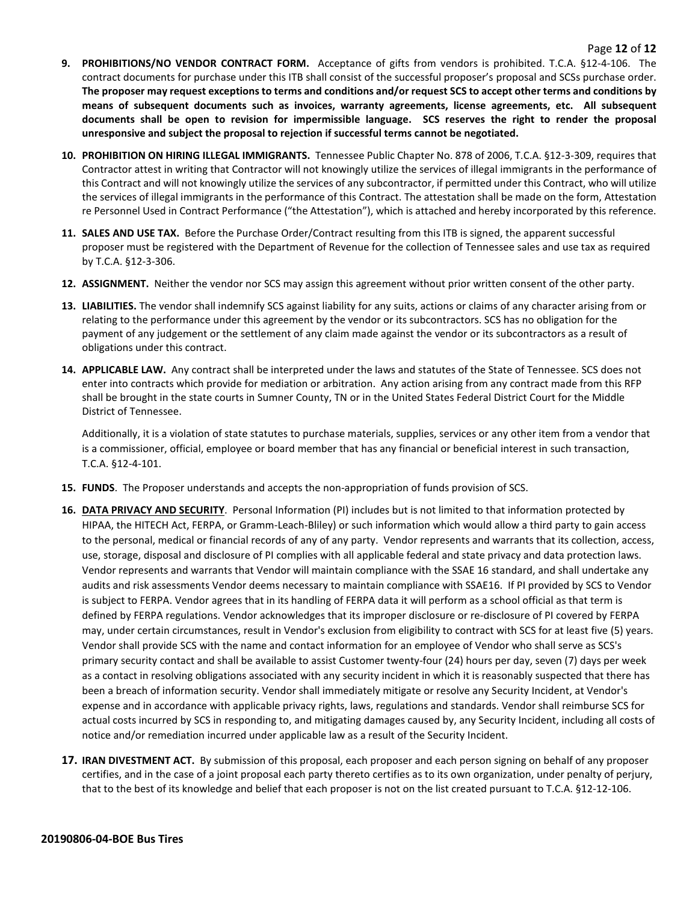9. **PROHIBITIONS/NO VENDOR CONTRACT FORM.** Acceptance of gifts from vendors is prohibited. T.C.A. §12-4-106. The contract documents for purchase under this ITB shall consist of the successful proposer's proposal and SCSs purchase order. **The proposer may request exceptions to terms and conditions and/or request SCS to accept other terms and conditions by means of subsequent documents such as invoices, warranty agreements, license agreements, etc. All subsequent documents shall be open to revision for impermissible language. SCS reserves the right to render the proposal unresponsive and subject the proposal to rejection if successful terms cannot be negotiated.**

10. **PROHIBITION ON HIRING ILLEGAL IMMIGRANTS.** Tennessee Public Chapter No. 878 of 2006, T.C.A. §12-3-309, requires that Contractor attest in writing that Contractor will not knowingly utilize the services of illegal immigrants in the performance of this Contract and will not knowingly utilize the services of any subcontractor, if permitted under this Contract, who will utilize the services of illegal immigrants in the performance of this Contract. The attestation shall be made on the form, Attestation re Personnel Used in Contract Performance ("the Attestation"), which is attached and hereby incorporated by this reference.

11. **SALES AND USE TAX.** Before the Purchase Order/Contract resulting from this ITB is signed, the apparent successful proposer must be registered with the Department of Revenue for the collection of Tennessee sales and use tax as required by T.C.A. §12-3-306.

12. **ASSIGNMENT.** Neither the vendor nor SCS may assign this agreement without prior written consent of the other party.

13. **LIABILITIES.** The vendor shall indemnify SCS against liability for any suits, actions or claims of any character arising from or relating to the performance under this agreement by the vendor or its subcontractors. SCS has no obligation for the payment of any judgement or the settlement of any claim made against the vendor or its subcontractors as a result of obligations under this contract.

14. **APPLICABLE LAW.** Any contract shall be interpreted under the laws and statutes of the State of Tennessee. SCS does not enter into contracts which provide for mediation or arbitration. Any action arising from any contract made from this RFP shall be brought in the state courts in Sumner County, TN or in the United States Federal District Court for the Middle District of Tennessee.

    Additionally, it is a violation of state statutes to purchase materials, supplies, services or any other item from a vendor that is a commissioner, official, employee or board member that has any financial or beneficial interest in such transaction, T.C.A. §12-4-101.

15. **FUNDS**. The Proposer understands and accepts the non-appropriation of funds provision of SCS.

16. **DATA PRIVACY AND SECURITY**. Personal Information (PI) includes but is not limited to that information protected by HIPAA, the HITECH Act, FERPA, or Gramm-Leach-Bliley) or such information which would allow a third party to gain access to the personal, medical or financial records of any of any party. Vendor represents and warrants that its collection, access, use, storage, disposal and disclosure of PI complies with all applicable federal and state privacy and data protection laws. Vendor represents and warrants that Vendor will maintain compliance with the SSAE 16 standard, and shall undertake any audits and risk assessments Vendor deems necessary to maintain compliance with SSAE16. If PI provided by SCS to Vendor is subject to FERPA. Vendor agrees that in its handling of FERPA data it will perform as a school official as that term is defined by FERPA regulations. Vendor acknowledges that its improper disclosure or re-disclosure of PI covered by FERPA may, under certain circumstances, result in Vendor's exclusion from eligibility to contract with SCS for at least five (5) years. Vendor shall provide SCS with the name and contact information for an employee of Vendor who shall serve as SCS's primary security contact and shall be available to assist Customer twenty-four (24) hours per day, seven (7) days per week as a contact in resolving obligations associated with any security incident in which it is reasonably suspected that there has been a breach of information security. Vendor shall immediately mitigate or resolve any Security Incident, at Vendor's expense and in accordance with applicable privacy rights, laws, regulations and standards. Vendor shall reimburse SCS for actual costs incurred by SCS in responding to, and mitigating damages caused by, any Security Incident, including all costs of notice and/or remediation incurred under applicable law as a result of the Security Incident.

17. **IRAN DIVESTMENT ACT.** By submission of this proposal, each proposer and each person signing on behalf of any proposer certifies, and in the case of a joint proposal each party thereto certifies as to its own organization, under penalty of perjury, that to the best of its knowledge and belief that each proposer is not on the list created pursuant to T.C.A. §12-12-106.

**20190806-04-BOE Bus Tires**